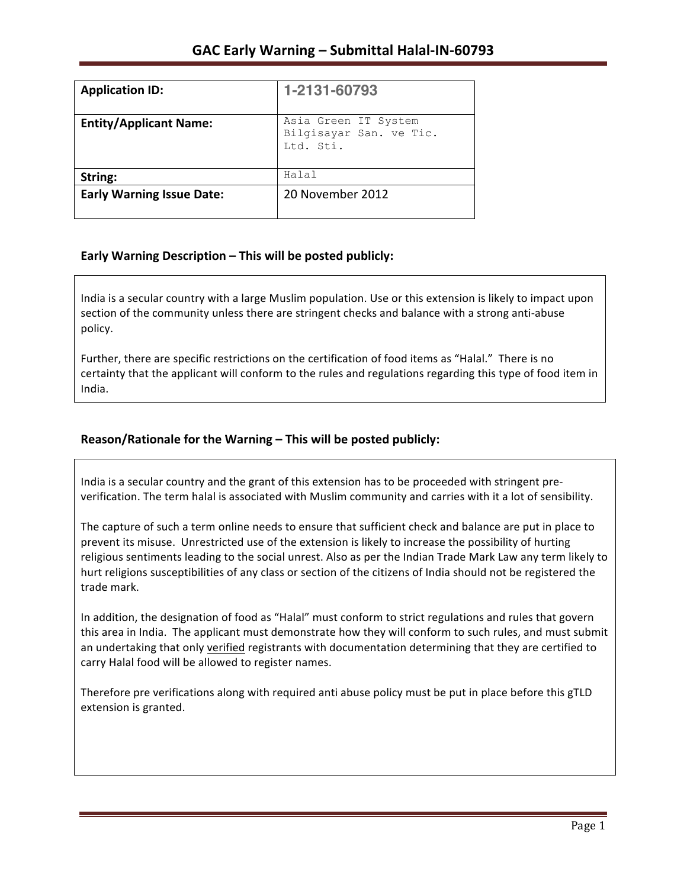# GAC Early Warning – Submittal Halal-IN-60793

| Application ID: | 1-2131-60793 |
| --- | --- |
| Entity/Applicant Name: | Asia Green IT System Bilgisayar San. ve Tic. Ltd. Sti. |
| String: | Halal |
| Early Warning Issue Date: | 20 November 2012 |

## Early Warning Description – This will be posted publicly:

India is a secular country with a large Muslim population. Use or this extension is likely to impact upon section of the community unless there are stringent checks and balance with a strong anti-abuse policy.

Further, there are specific restrictions on the certification of food items as "Halal." There is no certainty that the applicant will conform to the rules and regulations regarding this type of food item in India.

## Reason/Rationale for the Warning – This will be posted publicly:

India is a secular country and the grant of this extension has to be proceeded with stringent pre-verification. The term halal is associated with Muslim community and carries with it a lot of sensibility.

The capture of such a term online needs to ensure that sufficient check and balance are put in place to prevent its misuse. Unrestricted use of the extension is likely to increase the possibility of hurting religious sentiments leading to the social unrest. Also as per the Indian Trade Mark Law any term likely to hurt religions susceptibilities of any class or section of the citizens of India should not be registered the trade mark.

In addition, the designation of food as "Halal" must conform to strict regulations and rules that govern this area in India. The applicant must demonstrate how they will conform to such rules, and must submit an undertaking that only verified registrants with documentation determining that they are certified to carry Halal food will be allowed to register names.

Therefore pre verifications along with required anti abuse policy must be put in place before this gTLD extension is granted.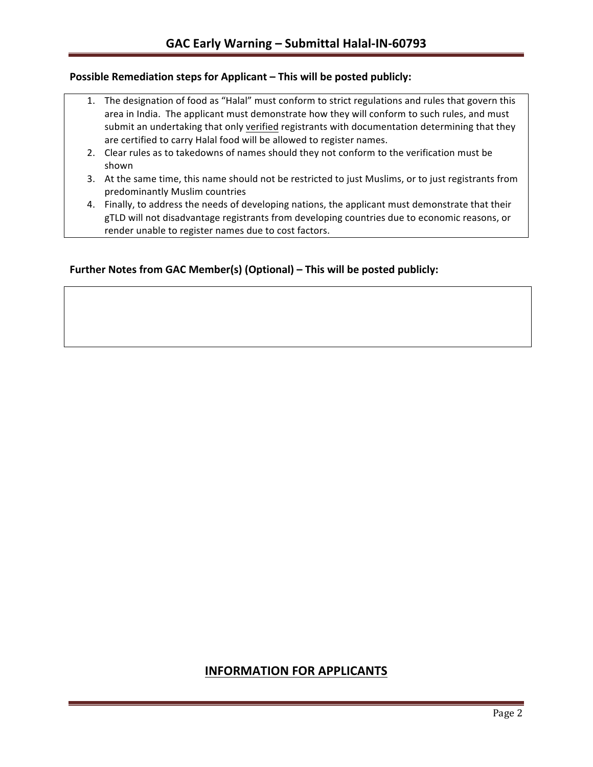**Possible Remediation steps for Applicant – This will be posted publicly:**

1. The designation of food as "Halal" must conform to strict regulations and rules that govern this area in India. The applicant must demonstrate how they will conform to such rules, and must submit an undertaking that only verified registrants with documentation determining that they are certified to carry Halal food will be allowed to register names.
2. Clear rules as to takedowns of names should they not conform to the verification must be shown
3. At the same time, this name should not be restricted to just Muslims, or to just registrants from predominantly Muslim countries
4. Finally, to address the needs of developing nations, the applicant must demonstrate that their gTLD will not disadvantage registrants from developing countries due to economic reasons, or render unable to register names due to cost factors.

**Further Notes from GAC Member(s) (Optional) – This will be posted publicly:**

## INFORMATION FOR APPLICANTS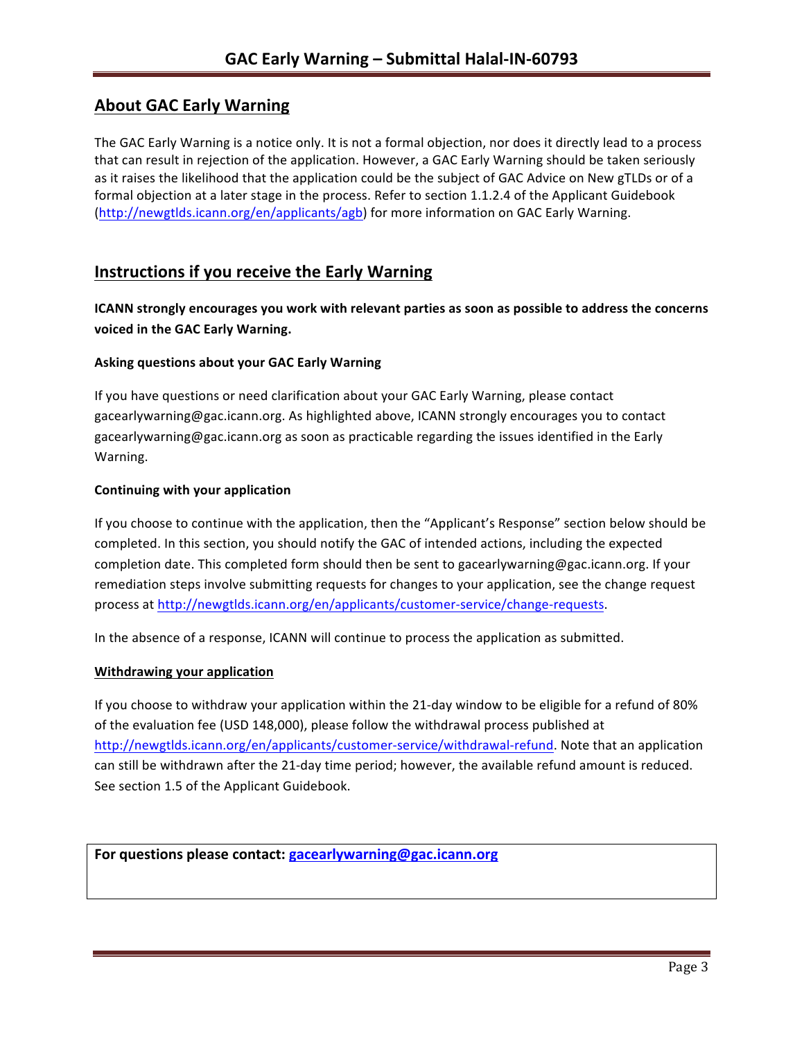## About GAC Early Warning

The GAC Early Warning is a notice only. It is not a formal objection, nor does it directly lead to a process that can result in rejection of the application. However, a GAC Early Warning should be taken seriously as it raises the likelihood that the application could be the subject of GAC Advice on New gTLDs or of a formal objection at a later stage in the process. Refer to section 1.1.2.4 of the Applicant Guidebook (http://newgtlds.icann.org/en/applicants/agb) for more information on GAC Early Warning.

## Instructions if you receive the Early Warning

**ICANN strongly encourages you work with relevant parties as soon as possible to address the concerns voiced in the GAC Early Warning.**

#### Asking questions about your GAC Early Warning

If you have questions or need clarification about your GAC Early Warning, please contact gacearlywarning@gac.icann.org. As highlighted above, ICANN strongly encourages you to contact gacearlywarning@gac.icann.org as soon as practicable regarding the issues identified in the Early Warning.

#### Continuing with your application

If you choose to continue with the application, then the "Applicant's Response" section below should be completed. In this section, you should notify the GAC of intended actions, including the expected completion date. This completed form should then be sent to gacearlywarning@gac.icann.org. If your remediation steps involve submitting requests for changes to your application, see the change request process at http://newgtlds.icann.org/en/applicants/customer-service/change-requests.

In the absence of a response, ICANN will continue to process the application as submitted.

#### Withdrawing your application

If you choose to withdraw your application within the 21-day window to be eligible for a refund of 80% of the evaluation fee (USD 148,000), please follow the withdrawal process published at http://newgtlds.icann.org/en/applicants/customer-service/withdrawal-refund. Note that an application can still be withdrawn after the 21-day time period; however, the available refund amount is reduced. See section 1.5 of the Applicant Guidebook.

**For questions please contact: gacearlywarning@gac.icann.org**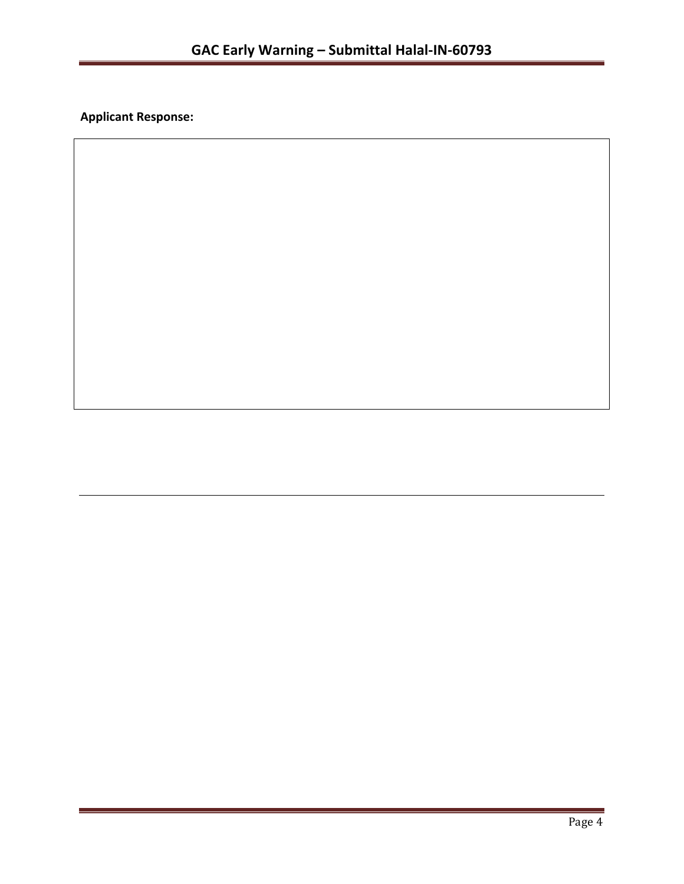**Applicant Response:**